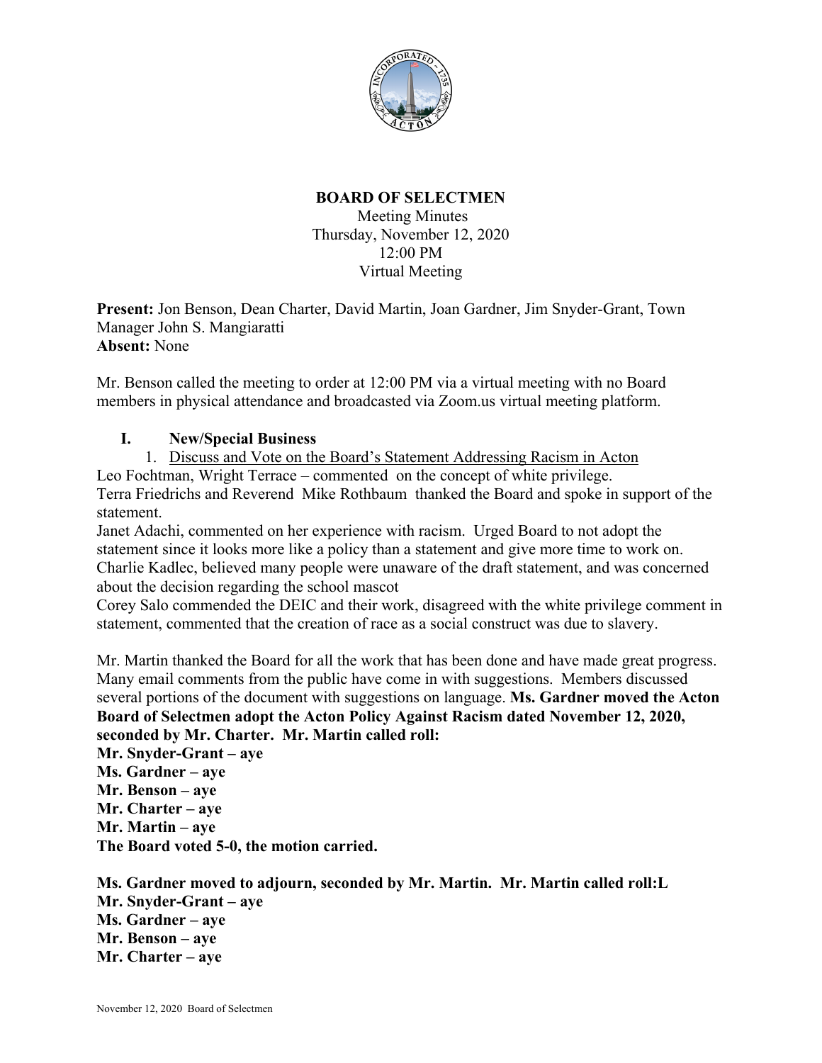**BOARD OF SELECTMEN**
Meeting Minutes
Thursday, November 12, 2020
12:00 PM
Virtual Meeting

**Present:** Jon Benson, Dean Charter, David Martin, Joan Gardner, Jim Snyder-Grant, Town Manager John S. Mangiaratti
**Absent:** None

Mr. Benson called the meeting to order at 12:00 PM via a virtual meeting with no Board members in physical attendance and broadcasted via Zoom.us virtual meeting platform.

## I. New/Special Business

1. Discuss and Vote on the Board's Statement Addressing Racism in Acton

Leo Fochtman, Wright Terrace – commented on the concept of white privilege.
Terra Friedrichs and Reverend Mike Rothbaum thanked the Board and spoke in support of the statement.
Janet Adachi, commented on her experience with racism. Urged Board to not adopt the statement since it looks more like a policy than a statement and give more time to work on.
Charlie Kadlec, believed many people were unaware of the draft statement, and was concerned about the decision regarding the school mascot
Corey Salo commended the DEIC and their work, disagreed with the white privilege comment in statement, commented that the creation of race as a social construct was due to slavery.

Mr. Martin thanked the Board for all the work that has been done and have made great progress. Many email comments from the public have come in with suggestions. Members discussed several portions of the document with suggestions on language. **Ms. Gardner moved the Acton Board of Selectmen adopt the Acton Policy Against Racism dated November 12, 2020, seconded by Mr. Charter. Mr. Martin called roll:**
**Mr. Snyder-Grant – aye**
**Ms. Gardner – aye**
**Mr. Benson – aye**
**Mr. Charter – aye**
**Mr. Martin – aye**
**The Board voted 5-0, the motion carried.**

**Ms. Gardner moved to adjourn, seconded by Mr. Martin. Mr. Martin called roll:L**
**Mr. Snyder-Grant – aye**
**Ms. Gardner – aye**
**Mr. Benson – aye**
**Mr. Charter – aye**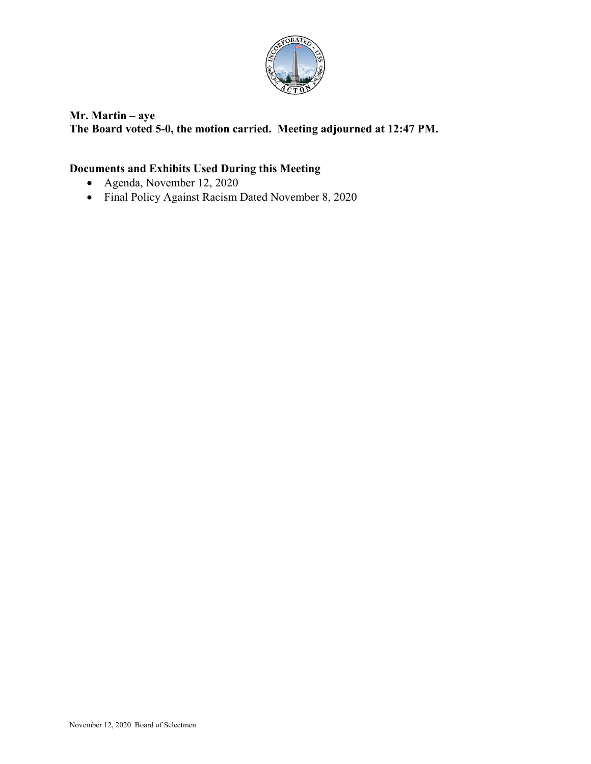**Mr. Martin – aye**
**The Board voted 5-0, the motion carried. Meeting adjourned at 12:47 PM.**

### Documents and Exhibits Used During this Meeting

- Agenda, November 12, 2020
- Final Policy Against Racism Dated November 8, 2020